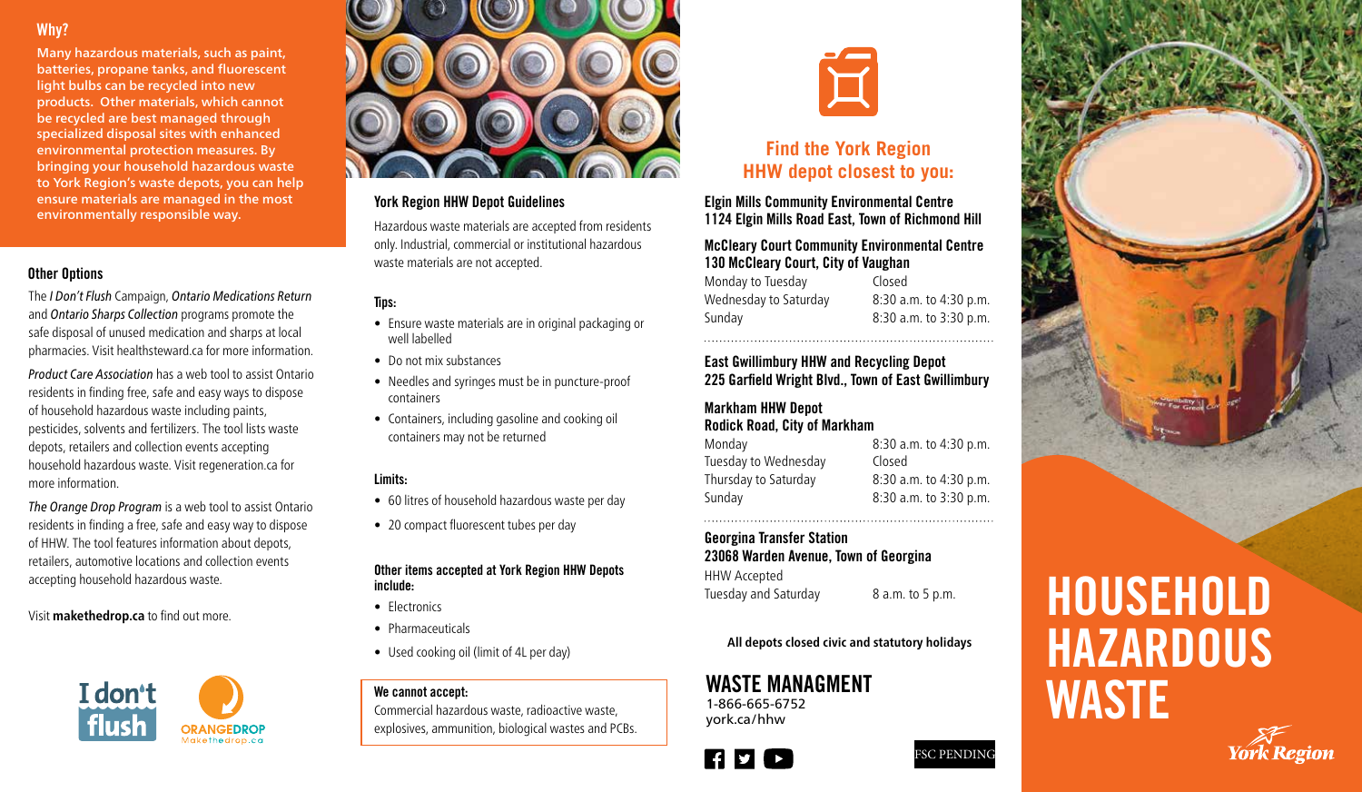## Why?

**Many hazardous materials, such as paint, batteries, propane tanks, and fluorescent light bulbs can be recycled into new products. Other materials, which cannot be recycled are best managed through specialized disposal sites with enhanced environmental protection measures. By bringing your household hazardous waste to York Region's waste depots, you can help ensure materials are managed in the most environmentally responsible way.**

### Other Options

The *I Don't Flush* Campaign, *Ontario Medications Return* and *Ontario Sharps Collection* programs promote the safe disposal of unused medication and sharps at local pharmacies. Visit healthsteward.ca for more information.

*Product Care Association* has a web tool to assist Ontario residents in finding free, safe and easy ways to dispose of household hazardous waste including paints, pesticides, solvents and fertilizers. The tool lists waste depots, retailers and collection events accepting household hazardous waste. Visit regeneration.ca for more information.

*The Orange Drop Program* is a web tool to assist Ontario residents in finding a free, safe and easy way to dispose of HHW. The tool features information about depots, retailers, automotive locations and collection events accepting household hazardous waste.

Visit **makethedrop.ca** to find out more.

I don't flush

ORANGEDROP
Makethedrop.ca

### York Region HHW Depot Guidelines

Hazardous waste materials are accepted from residents only. Industrial, commercial or institutional hazardous waste materials are not accepted.

#### Tips:

- Ensure waste materials are in original packaging or well labelled
- Do not mix substances
- Needles and syringes must be in puncture-proof containers
- Containers, including gasoline and cooking oil containers may not be returned

#### Limits:

- 60 litres of household hazardous waste per day
- 20 compact fluorescent tubes per day

#### Other items accepted at York Region HHW Depots include:

- Electronics
- Pharmaceuticals
- Used cooking oil (limit of 4L per day)

**We cannot accept:**
Commercial hazardous waste, radioactive waste, explosives, ammunition, biological wastes and PCBs.

## Find the York Region HHW depot closest to you:

**Elgin Mills Community Environmental Centre**
**1124 Elgin Mills Road East, Town of Richmond Hill**

**McCleary Court Community Environmental Centre**
**130 McCleary Court, City of Vaughan**

| | |
|---|---|
| Monday to Tuesday | Closed |
| Wednesday to Saturday | 8:30 a.m. to 4:30 p.m. |
| Sunday | 8:30 a.m. to 3:30 p.m. |

**East Gwillimbury HHW and Recycling Depot**
**225 Garfield Wright Blvd., Town of East Gwillimbury**

**Markham HHW Depot**
**Rodick Road, City of Markham**

| | |
|---|---|
| Monday | 8:30 a.m. to 4:30 p.m. |
| Tuesday to Wednesday | Closed |
| Thursday to Saturday | 8:30 a.m. to 4:30 p.m. |
| Sunday | 8:30 a.m. to 3:30 p.m. |

**Georgina Transfer Station**
**23068 Warden Avenue, Town of Georgina**

HHW Accepted

| | |
|---|---|
| Tuesday and Saturday | 8 a.m. to 5 p.m. |

**All depots closed civic and statutory holidays**

## WASTE MANAGMENT

1-866-665-6752
york.ca/hhw

FSC PENDING

# HOUSEHOLD HAZARDOUS WASTE

York Region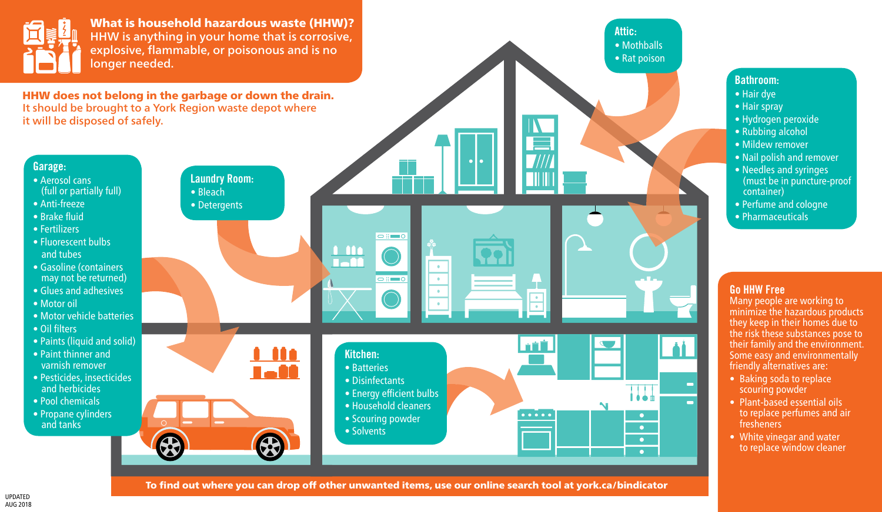## What is household hazardous waste (HHW)?

HHW is anything in your home that is corrosive, explosive, flammable, or poisonous and is no longer needed.

**HHW does not belong in the garbage or down the drain.**
It should be brought to a York Region waste depot where it will be disposed of safely.

### Garage:

- Aerosol cans (full or partially full)
- Anti-freeze
- Brake fluid
- Fertilizers
- Fluorescent bulbs and tubes
- Gasoline (containers may not be returned)
- Glues and adhesives
- Motor oil
- Motor vehicle batteries
- Oil filters
- Paints (liquid and solid)
- Paint thinner and varnish remover
- Pesticides, insecticides and herbicides
- Pool chemicals
- Propane cylinders and tanks

### Laundry Room:

- Bleach
- Detergents

### Kitchen:

- Batteries
- Disinfectants
- Energy efficient bulbs
- Household cleaners
- Scouring powder
- Solvents

### Attic:

- Mothballs
- Rat poison

### Bathroom:

- Hair dye
- Hair spray
- Hydrogen peroxide
- Rubbing alcohol
- Mildew remover
- Nail polish and remover
- Needles and syringes (must be in puncture-proof container)
- Perfume and cologne
- Pharmaceuticals

### Go HHW Free

Many people are working to minimize the hazardous products they keep in their homes due to the risk these substances pose to their family and the environment. Some easy and environmentally friendly alternatives are:

- Baking soda to replace scouring powder
- Plant-based essential oils to replace perfumes and air fresheners
- White vinegar and water to replace window cleaner

**To find out where you can drop off other unwanted items, use our online search tool at york.ca/bindicator**

UPDATED AUG 2018